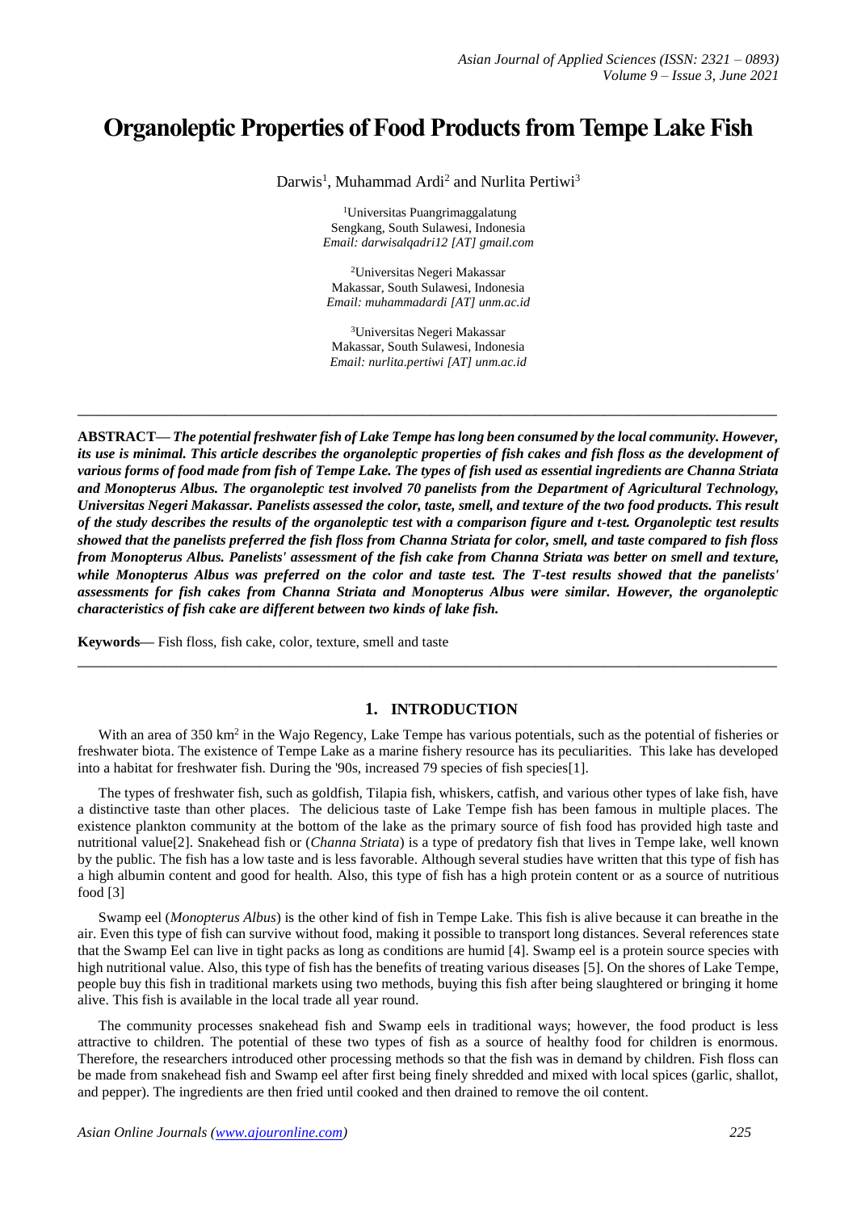# Organoleptic Properties of Food Products from Tempe Lake Fish

Darwis[1], Muhammad Ardi[2] and Nurlita Pertiwi[3]

[1]Universitas Puangrimaggalatung
Sengkang, South Sulawesi, Indonesia
*Email: darwisalqadri12 [AT] gmail.com*

[2]Universitas Negeri Makassar
Makassar, South Sulawesi, Indonesia
*Email: muhammadardi [AT] unm.ac.id*

[3]Universitas Negeri Makassar
Makassar, South Sulawesi, Indonesia
*Email: nurlita.pertiwi [AT] unm.ac.id*

---

**ABSTRACT—** ***The potential freshwater fish of Lake Tempe has long been consumed by the local community. However, its use is minimal. This article describes the organoleptic properties of fish cakes and fish floss as the development of various forms of food made from fish of Tempe Lake. The types of fish used as essential ingredients are Channa Striata and Monopterus Albus. The organoleptic test involved 70 panelists from the Department of Agricultural Technology, Universitas Negeri Makassar. Panelists assessed the color, taste, smell, and texture of the two food products. This result of the study describes the results of the organoleptic test with a comparison figure and t-test. Organoleptic test results showed that the panelists preferred the fish floss from Channa Striata for color, smell, and taste compared to fish floss from Monopterus Albus. Panelists' assessment of the fish cake from Channa Striata was better on smell and texture, while Monopterus Albus was preferred on the color and taste test. The T-test results showed that the panelists' assessments for fish cakes from Channa Striata and Monopterus Albus were similar. However, the organoleptic characteristics of fish cake are different between two kinds of lake fish.***

**Keywords—** Fish floss, fish cake, color, texture, smell and taste

---

## 1. INTRODUCTION

With an area of 350 km$^2$ in the Wajo Regency, Lake Tempe has various potentials, such as the potential of fisheries or freshwater biota. The existence of Tempe Lake as a marine fishery resource has its peculiarities. This lake has developed into a habitat for freshwater fish. During the '90s, increased 79 species of fish species[1].

The types of freshwater fish, such as goldfish, Tilapia fish, whiskers, catfish, and various other types of lake fish, have a distinctive taste than other places. The delicious taste of Lake Tempe fish has been famous in multiple places. The existence plankton community at the bottom of the lake as the primary source of fish food has provided high taste and nutritional value[2]. Snakehead fish or (*Channa Striata*) is a type of predatory fish that lives in Tempe lake, well known by the public. The fish has a low taste and is less favorable. Although several studies have written that this type of fish has a high albumin content and good for health. Also, this type of fish has a high protein content or as a source of nutritious food [3]

Swamp eel (*Monopterus Albus*) is the other kind of fish in Tempe Lake. This fish is alive because it can breathe in the air. Even this type of fish can survive without food, making it possible to transport long distances. Several references state that the Swamp Eel can live in tight packs as long as conditions are humid [4]. Swamp eel is a protein source species with high nutritional value. Also, this type of fish has the benefits of treating various diseases [5]. On the shores of Lake Tempe, people buy this fish in traditional markets using two methods, buying this fish after being slaughtered or bringing it home alive. This fish is available in the local trade all year round.

The community processes snakehead fish and Swamp eels in traditional ways; however, the food product is less attractive to children. The potential of these two types of fish as a source of healthy food for children is enormous. Therefore, the researchers introduced other processing methods so that the fish was in demand by children. Fish floss can be made from snakehead fish and Swamp eel after first being finely shredded and mixed with local spices (garlic, shallot, and pepper). The ingredients are then fried until cooked and then drained to remove the oil content.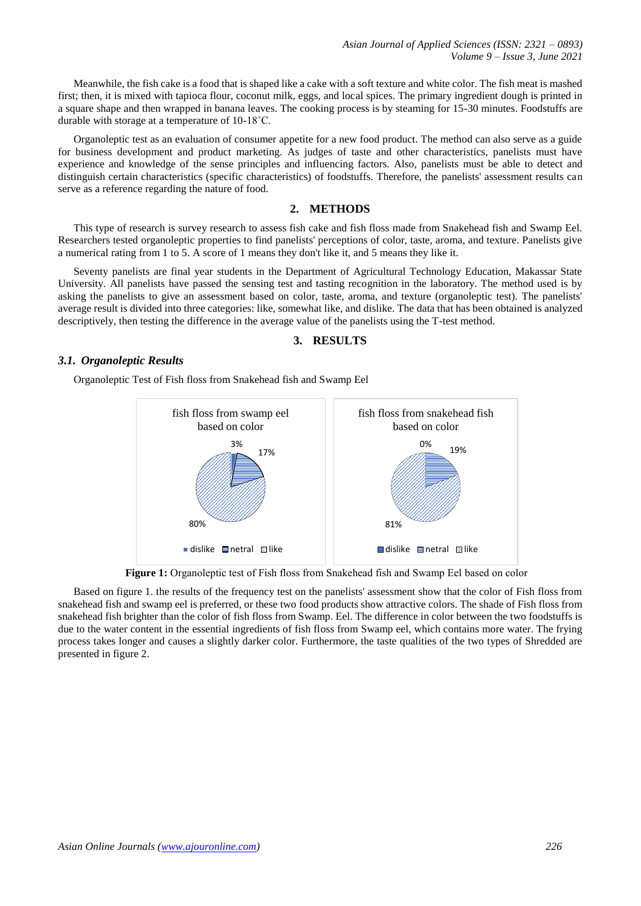Meanwhile, the fish cake is a food that is shaped like a cake with a soft texture and white color. The fish meat is mashed first; then, it is mixed with tapioca flour, coconut milk, eggs, and local spices. The primary ingredient dough is printed in a square shape and then wrapped in banana leaves. The cooking process is by steaming for 15-30 minutes. Foodstuffs are durable with storage at a temperature of 10-18˚C.

Organoleptic test as an evaluation of consumer appetite for a new food product. The method can also serve as a guide for business development and product marketing. As judges of taste and other characteristics, panelists must have experience and knowledge of the sense principles and influencing factors. Also, panelists must be able to detect and distinguish certain characteristics (specific characteristics) of foodstuffs. Therefore, the panelists' assessment results can serve as a reference regarding the nature of food.

## 2. METHODS

This type of research is survey research to assess fish cake and fish floss made from Snakehead fish and Swamp Eel. Researchers tested organoleptic properties to find panelists' perceptions of color, taste, aroma, and texture. Panelists give a numerical rating from 1 to 5. A score of 1 means they don't like it, and 5 means they like it.

Seventy panelists are final year students in the Department of Agricultural Technology Education, Makassar State University. All panelists have passed the sensing test and tasting recognition in the laboratory. The method used is by asking the panelists to give an assessment based on color, taste, aroma, and texture (organoleptic test). The panelists' average result is divided into three categories: like, somewhat like, and dislike. The data that has been obtained is analyzed descriptively, then testing the difference in the average value of the panelists using the T-test method.

## 3. RESULTS

### *3.1. Organoleptic Results*

Organoleptic Test of Fish floss from Snakehead fish and Swamp Eel

fish floss from swamp eel based on color: dislike 3%, netral 17%, like 80%

fish floss from snakehead fish based on color: dislike 0%, netral 19%, like 81%

**Figure 1:** Organoleptic test of Fish floss from Snakehead fish and Swamp Eel based on color

Based on figure 1. the results of the frequency test on the panelists' assessment show that the color of Fish floss from snakehead fish and swamp eel is preferred, or these two food products show attractive colors. The shade of Fish floss from snakehead fish brighter than the color of fish floss from Swamp. Eel. The difference in color between the two foodstuffs is due to the water content in the essential ingredients of fish floss from Swamp eel, which contains more water. The frying process takes longer and causes a slightly darker color. Furthermore, the taste qualities of the two types of Shredded are presented in figure 2.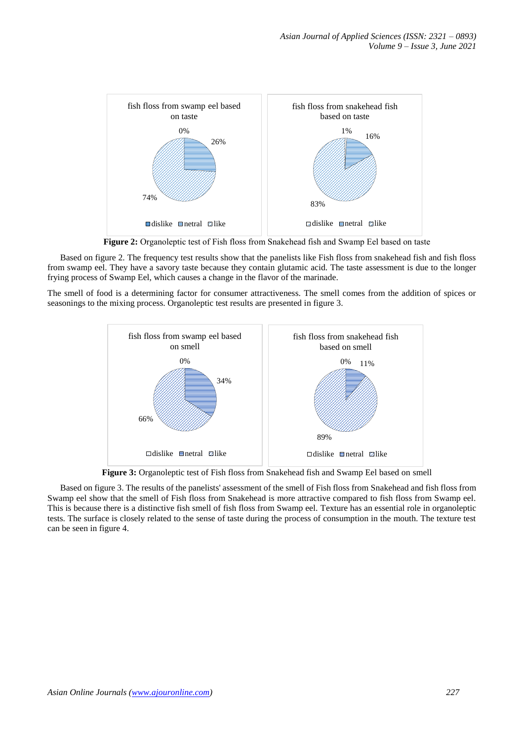fish floss from swamp eel based on taste

0%

26%

74%

dislike netral like

fish floss from snakehead fish based on taste

1%

16%

83%

dislike netral like

**Figure 2:** Organoleptic test of Fish floss from Snakehead fish and Swamp Eel based on taste

Based on figure 2. The frequency test results show that the panelists like Fish floss from snakehead fish and fish floss from swamp eel. They have a savory taste because they contain glutamic acid. The taste assessment is due to the longer frying process of Swamp Eel, which causes a change in the flavor of the marinade.

The smell of food is a determining factor for consumer attractiveness. The smell comes from the addition of spices or seasonings to the mixing process. Organoleptic test results are presented in figure 3.

fish floss from swamp eel based on smell

0%

34%

66%

dislike netral like

fish floss from snakehead fish based on smell

0%

11%

89%

dislike netral like

**Figure 3:** Organoleptic test of Fish floss from Snakehead fish and Swamp Eel based on smell

Based on figure 3. The results of the panelists' assessment of the smell of Fish floss from Snakehead and fish floss from Swamp eel show that the smell of Fish floss from Snakehead is more attractive compared to fish floss from Swamp eel. This is because there is a distinctive fish smell of fish floss from Swamp eel. Texture has an essential role in organoleptic tests. The surface is closely related to the sense of taste during the process of consumption in the mouth. The texture test can be seen in figure 4.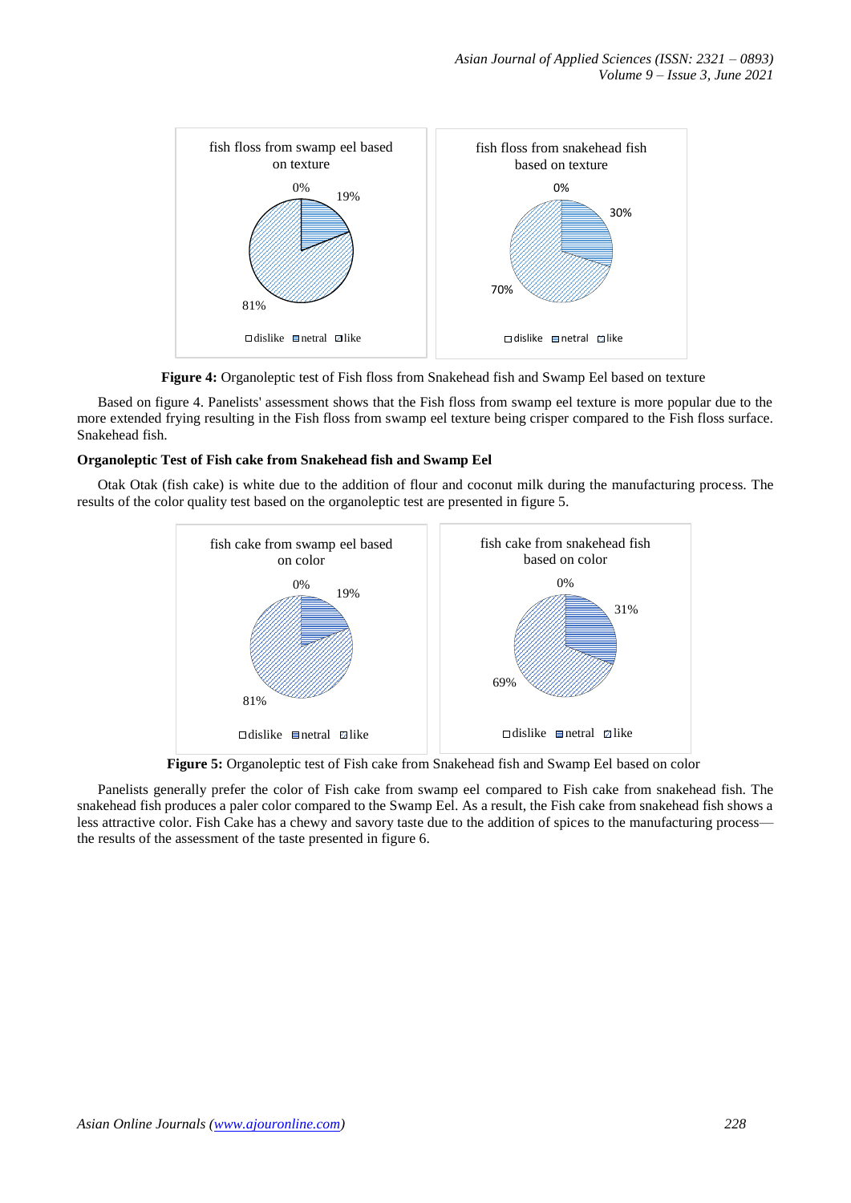Figure 4: Organoleptic test of Fish floss from Snakehead fish and Swamp Eel based on texture

Based on figure 4. Panelists' assessment shows that the Fish floss from swamp eel texture is more popular due to the more extended frying resulting in the Fish floss from swamp eel texture being crisper compared to the Fish floss surface. Snakehead fish.

**Organoleptic Test of Fish cake from Snakehead fish and Swamp Eel**

Otak Otak (fish cake) is white due to the addition of flour and coconut milk during the manufacturing process. The results of the color quality test based on the organoleptic test are presented in figure 5.

**Figure 5:** Organoleptic test of Fish cake from Snakehead fish and Swamp Eel based on color

Panelists generally prefer the color of Fish cake from swamp eel compared to Fish cake from snakehead fish. The snakehead fish produces a paler color compared to the Swamp Eel. As a result, the Fish cake from snakehead fish shows a less attractive color. Fish Cake has a chewy and savory taste due to the addition of spices to the manufacturing process—the results of the assessment of the taste presented in figure 6.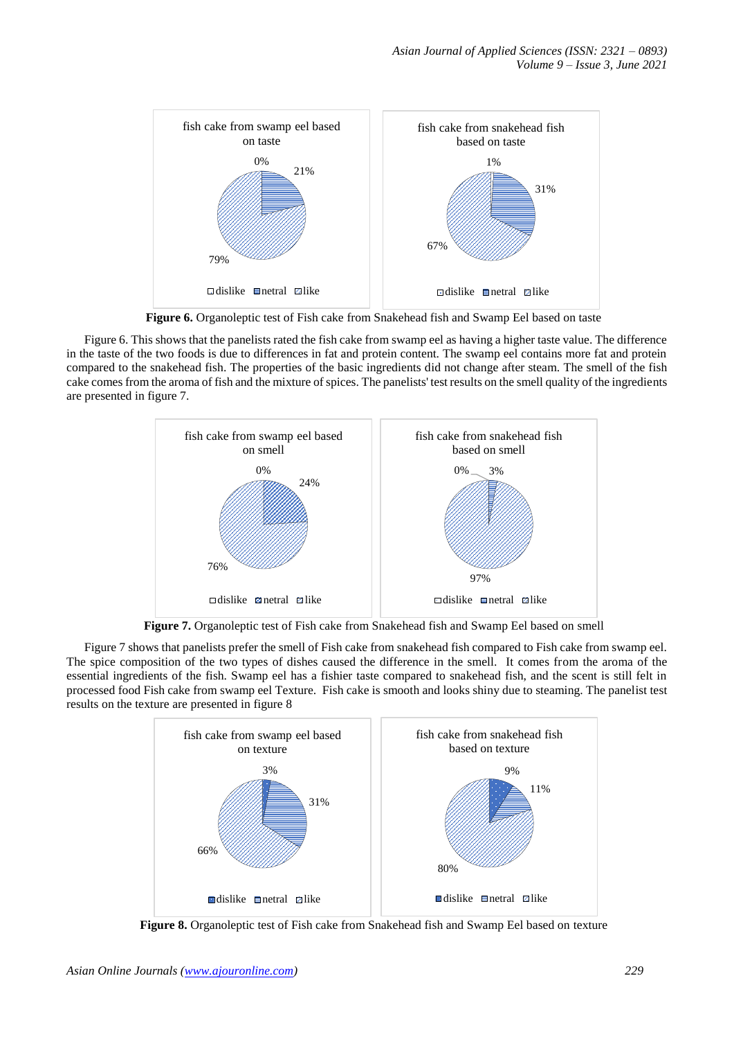fish cake from swamp eel based on taste

0%
21%
79%

dislike netral like

fish cake from snakehead fish based on taste

1%
31%
67%

dislike netral like

**Figure 6.** Organoleptic test of Fish cake from Snakehead fish and Swamp Eel based on taste

Figure 6. This shows that the panelists rated the fish cake from swamp eel as having a higher taste value. The difference in the taste of the two foods is due to differences in fat and protein content. The swamp eel contains more fat and protein compared to the snakehead fish. The properties of the basic ingredients did not change after steam. The smell of the fish cake comes from the aroma of fish and the mixture of spices. The panelists' test results on the smell quality of the ingredients are presented in figure 7.

fish cake from swamp eel based on smell

0%
24%
76%

dislike netral like

fish cake from snakehead fish based on smell

0%
3%
97%

dislike netral like

**Figure 7.** Organoleptic test of Fish cake from Snakehead fish and Swamp Eel based on smell

Figure 7 shows that panelists prefer the smell of Fish cake from snakehead fish compared to Fish cake from swamp eel. The spice composition of the two types of dishes caused the difference in the smell. It comes from the aroma of the essential ingredients of the fish. Swamp eel has a fishier taste compared to snakehead fish, and the scent is still felt in processed food Fish cake from swamp eel Texture. Fish cake is smooth and looks shiny due to steaming. The panelist test results on the texture are presented in figure 8

fish cake from swamp eel based on texture

3%
31%
66%

dislike netral like

fish cake from snakehead fish based on texture

9%
11%
80%

dislike netral like

**Figure 8.** Organoleptic test of Fish cake from Snakehead fish and Swamp Eel based on texture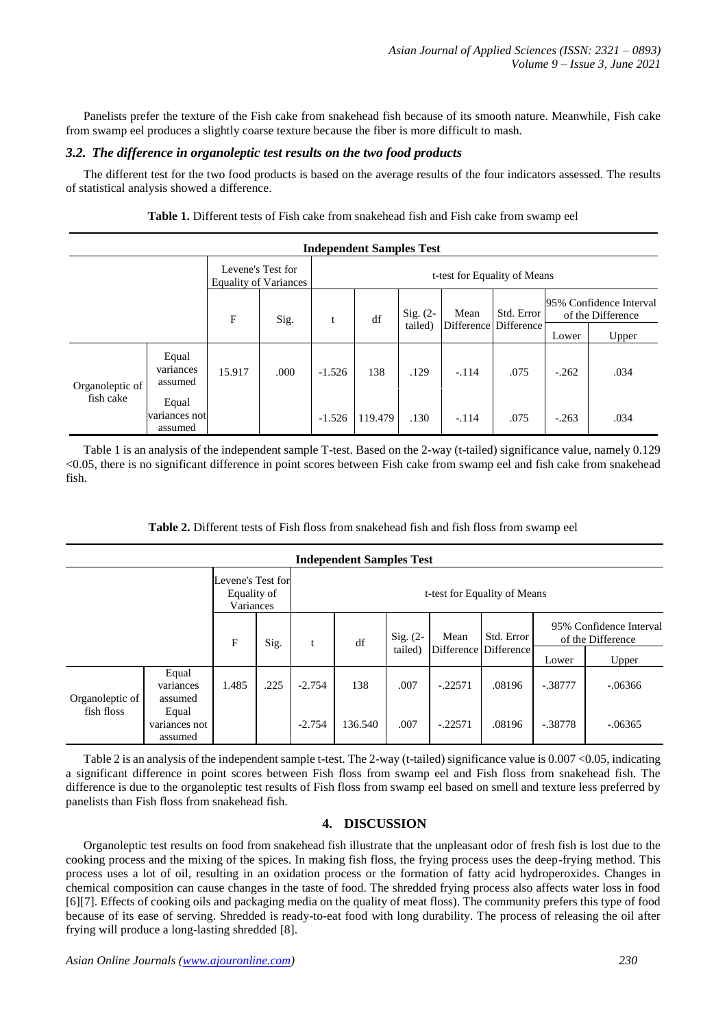Panelists prefer the texture of the Fish cake from snakehead fish because of its smooth nature. Meanwhile, Fish cake from swamp eel produces a slightly coarse texture because the fiber is more difficult to mash.

### *3.2. The difference in organoleptic test results on the two food products*

The different test for the two food products is based on the average results of the four indicators assessed. The results of statistical analysis showed a difference.

**Table 1.** Different tests of Fish cake from snakehead fish and Fish cake from swamp eel

| Independent Samples Test | | | | | | | | | | |
|---|---|---|---|---|---|---|---|---|---|---|
| | | Levene's Test for Equality of Variances | | t-test for Equality of Means | | | | | | |
| | | F | Sig. | t | df | Sig. (2-tailed) | Mean Difference | Std. Error Difference | 95% Confidence Interval of the Difference | |
| | | | | | | | | | Lower | Upper |
| Organoleptic of fish cake | Equal variances assumed | 15.917 | .000 | -1.526 | 138 | .129 | -.114 | .075 | -.262 | .034 |
| | Equal variances not assumed | | | -1.526 | 119.479 | .130 | -.114 | .075 | -.263 | .034 |

Table 1 is an analysis of the independent sample T-test. Based on the 2-way (t-tailed) significance value, namely 0.129 <0.05, there is no significant difference in point scores between Fish cake from swamp eel and fish cake from snakehead fish.

**Table 2.** Different tests of Fish floss from snakehead fish and fish floss from swamp eel

| Independent Samples Test | | | | | | | | | | |
|---|---|---|---|---|---|---|---|---|---|---|
| | | Levene's Test for Equality of Variances | | t-test for Equality of Means | | | | | | |
| | | F | Sig. | t | df | Sig. (2-tailed) | Mean Difference | Std. Error Difference | 95% Confidence Interval of the Difference | |
| | | | | | | | | | Lower | Upper |
| Organoleptic of fish floss | Equal variances assumed | 1.485 | .225 | -2.754 | 138 | .007 | -.22571 | .08196 | -.38777 | -.06366 |
| | Equal variances not assumed | | | -2.754 | 136.540 | .007 | -.22571 | .08196 | -.38778 | -.06365 |

Table 2 is an analysis of the independent sample t-test. The 2-way (t-tailed) significance value is 0.007 <0.05, indicating a significant difference in point scores between Fish floss from swamp eel and Fish floss from snakehead fish. The difference is due to the organoleptic test results of Fish floss from swamp eel based on smell and texture less preferred by panelists than Fish floss from snakehead fish.

## 4. DISCUSSION

Organoleptic test results on food from snakehead fish illustrate that the unpleasant odor of fresh fish is lost due to the cooking process and the mixing of the spices. In making fish floss, the frying process uses the deep-frying method. This process uses a lot of oil, resulting in an oxidation process or the formation of fatty acid hydroperoxides. Changes in chemical composition can cause changes in the taste of food. The shredded frying process also affects water loss in food [6][7]. Effects of cooking oils and packaging media on the quality of meat floss). The community prefers this type of food because of its ease of serving. Shredded is ready-to-eat food with long durability. The process of releasing the oil after frying will produce a long-lasting shredded [8].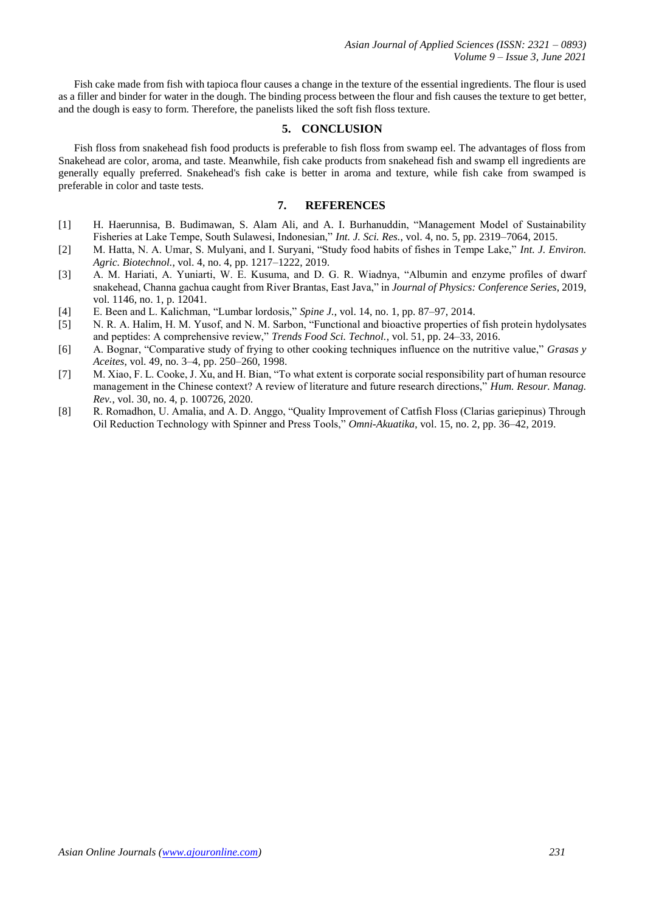Fish cake made from fish with tapioca flour causes a change in the texture of the essential ingredients. The flour is used as a filler and binder for water in the dough. The binding process between the flour and fish causes the texture to get better, and the dough is easy to form. Therefore, the panelists liked the soft fish floss texture.

## 5. CONCLUSION

Fish floss from snakehead fish food products is preferable to fish floss from swamp eel. The advantages of floss from Snakehead are color, aroma, and taste. Meanwhile, fish cake products from snakehead fish and swamp ell ingredients are generally equally preferred. Snakehead's fish cake is better in aroma and texture, while fish cake from swamped is preferable in color and taste tests.

## 7. REFERENCES

[1] H. Haerunnisa, B. Budimawan, S. Alam Ali, and A. I. Burhanuddin, "Management Model of Sustainability Fisheries at Lake Tempe, South Sulawesi, Indonesian," *Int. J. Sci. Res.*, vol. 4, no. 5, pp. 2319–7064, 2015.

[2] M. Hatta, N. A. Umar, S. Mulyani, and I. Suryani, "Study food habits of fishes in Tempe Lake," *Int. J. Environ. Agric. Biotechnol.*, vol. 4, no. 4, pp. 1217–1222, 2019.

[3] A. M. Hariati, A. Yuniarti, W. E. Kusuma, and D. G. R. Wiadnya, "Albumin and enzyme profiles of dwarf snakehead, Channa gachua caught from River Brantas, East Java," in *Journal of Physics: Conference Series*, 2019, vol. 1146, no. 1, p. 12041.

[4] E. Been and L. Kalichman, "Lumbar lordosis," *Spine J.*, vol. 14, no. 1, pp. 87–97, 2014.

[5] N. R. A. Halim, H. M. Yusof, and N. M. Sarbon, "Functional and bioactive properties of fish protein hydolysates and peptides: A comprehensive review," *Trends Food Sci. Technol.*, vol. 51, pp. 24–33, 2016.

[6] A. Bognar, "Comparative study of frying to other cooking techniques influence on the nutritive value," *Grasas y Aceites*, vol. 49, no. 3–4, pp. 250–260, 1998.

[7] M. Xiao, F. L. Cooke, J. Xu, and H. Bian, "To what extent is corporate social responsibility part of human resource management in the Chinese context? A review of literature and future research directions," *Hum. Resour. Manag. Rev.*, vol. 30, no. 4, p. 100726, 2020.

[8] R. Romadhon, U. Amalia, and A. D. Anggo, "Quality Improvement of Catfish Floss (Clarias gariepinus) Through Oil Reduction Technology with Spinner and Press Tools," *Omni-Akuatika*, vol. 15, no. 2, pp. 36–42, 2019.